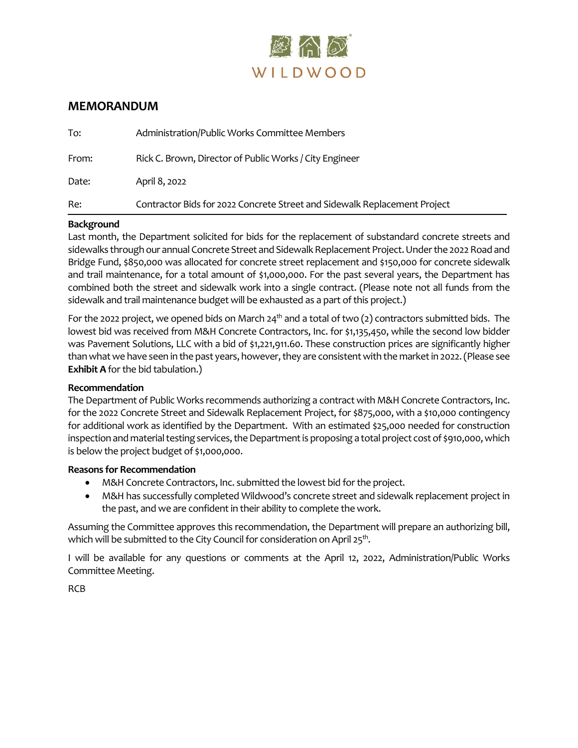WILDWOOD

## MEMORANDUM

| | |
|---|---|
| To: | Administration/Public Works Committee Members |
| From: | Rick C. Brown, Director of Public Works / City Engineer |
| Date: | April 8, 2022 |
| Re: | Contractor Bids for 2022 Concrete Street and Sidewalk Replacement Project |

**Background**

Last month, the Department solicited for bids for the replacement of substandard concrete streets and sidewalks through our annual Concrete Street and Sidewalk Replacement Project. Under the 2022 Road and Bridge Fund, $850,000 was allocated for concrete street replacement and $150,000 for concrete sidewalk and trail maintenance, for a total amount of $1,000,000. For the past several years, the Department has combined both the street and sidewalk work into a single contract. (Please note not all funds from the sidewalk and trail maintenance budget will be exhausted as a part of this project.)

For the 2022 project, we opened bids on March 24th and a total of two (2) contractors submitted bids. The lowest bid was received from M&H Concrete Contractors, Inc. for $1,135,450, while the second low bidder was Pavement Solutions, LLC with a bid of $1,221,911.60. These construction prices are significantly higher than what we have seen in the past years, however, they are consistent with the market in 2022. (Please see **Exhibit A** for the bid tabulation.)

**Recommendation**

The Department of Public Works recommends authorizing a contract with M&H Concrete Contractors, Inc. for the 2022 Concrete Street and Sidewalk Replacement Project, for $875,000, with a $10,000 contingency for additional work as identified by the Department. With an estimated $25,000 needed for construction inspection and material testing services, the Department is proposing a total project cost of $910,000, which is below the project budget of $1,000,000.

**Reasons for Recommendation**

- M&H Concrete Contractors, Inc. submitted the lowest bid for the project.
- M&H has successfully completed Wildwood's concrete street and sidewalk replacement project in the past, and we are confident in their ability to complete the work.

Assuming the Committee approves this recommendation, the Department will prepare an authorizing bill, which will be submitted to the City Council for consideration on April 25th.

I will be available for any questions or comments at the April 12, 2022, Administration/Public Works Committee Meeting.

RCB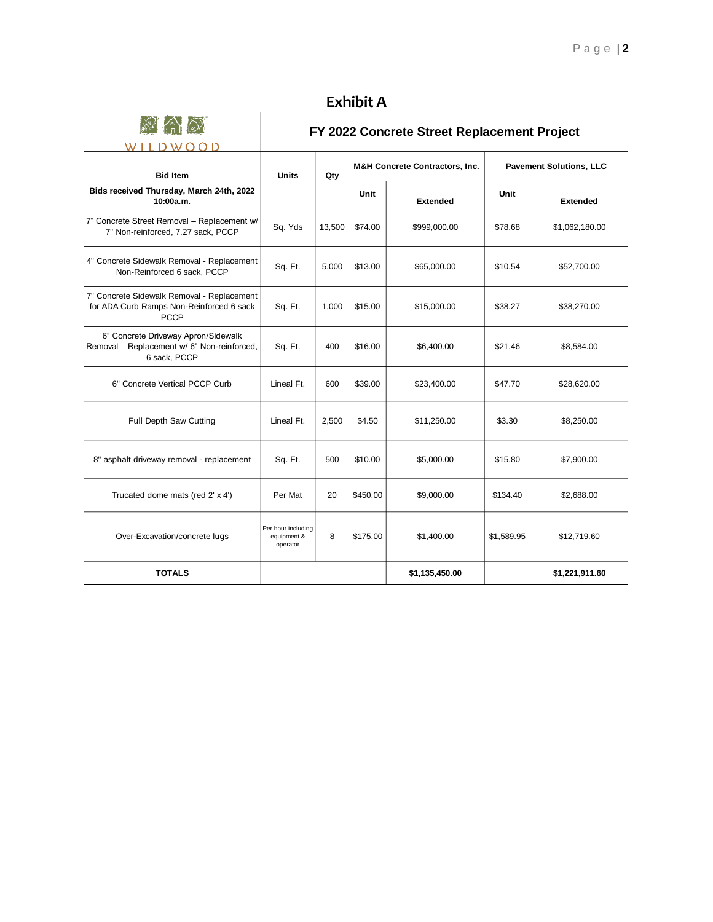# Exhibit A

| WILDWOOD | FY 2022 Concrete Street Replacement Project | | | | | |
|---|---|---|---|---|---|---|
| **Bid Item** | **Units** | **Qty** | **M&H Concrete Contractors, Inc.** | | **Pavement Solutions, LLC** | |
| **Bids received Thursday, March 24th, 2022 10:00a.m.** | | | **Unit** | **Extended** | **Unit** | **Extended** |
| 7" Concrete Street Removal – Replacement w/ 7" Non-reinforced, 7.27 sack, PCCP | Sq. Yds | 13,500 | $74.00 | $999,000.00 | $78.68 | $1,062,180.00 |
| 4" Concrete Sidewalk Removal - Replacement Non-Reinforced 6 sack, PCCP | Sq. Ft. | 5,000 | $13.00 | $65,000.00 | $10.54 | $52,700.00 |
| 7" Concrete Sidewalk Removal - Replacement for ADA Curb Ramps Non-Reinforced 6 sack PCCP | Sq. Ft. | 1,000 | $15.00 | $15,000.00 | $38.27 | $38,270.00 |
| 6" Concrete Driveway Apron/Sidewalk Removal – Replacement w/ 6" Non-reinforced, 6 sack, PCCP | Sq. Ft. | 400 | $16.00 | $6,400.00 | $21.46 | $8,584.00 |
| 6" Concrete Vertical PCCP Curb | Lineal Ft. | 600 | $39.00 | $23,400.00 | $47.70 | $28,620.00 |
| Full Depth Saw Cutting | Lineal Ft. | 2,500 | $4.50 | $11,250.00 | $3.30 | $8,250.00 |
| 8" asphalt driveway removal - replacement | Sq. Ft. | 500 | $10.00 | $5,000.00 | $15.80 | $7,900.00 |
| Trucated dome mats (red 2' x 4') | Per Mat | 20 | $450.00 | $9,000.00 | $134.40 | $2,688.00 |
| Over-Excavation/concrete lugs | Per hour including equipment & operator | 8 | $175.00 | $1,400.00 | $1,589.95 | $12,719.60 |
| **TOTALS** | | | | **$1,135,450.00** | | **$1,221,911.60** |